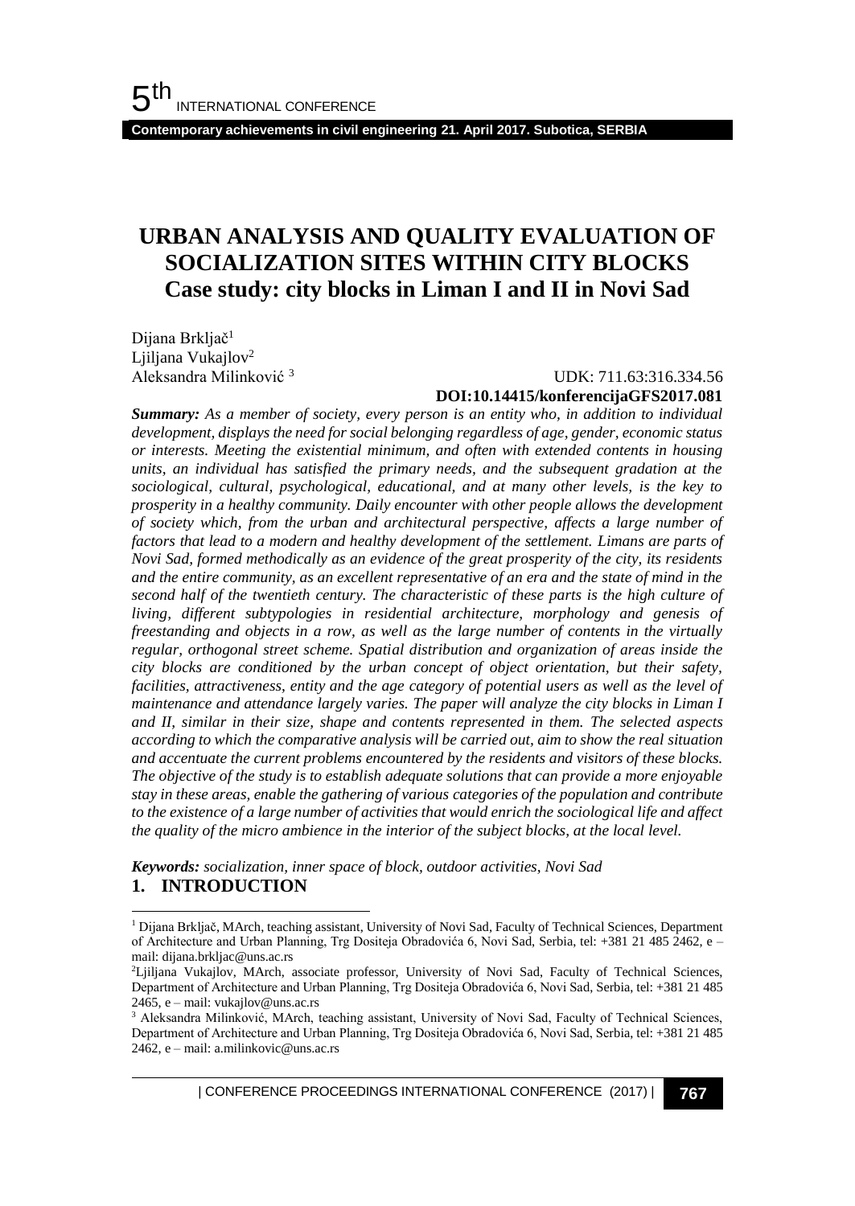# URBAN ANALYSIS AND QUALITY EVALUATION OF SOCIALIZATION SITES WITHIN CITY BLOCKS
## Case study: city blocks in Liman I and II in Novi Sad

Dijana Brkljač[1]
Ljiljana Vukajlov[2]
Aleksandra Milinković [3]

UDK: 711.63:316.334.56
**DOI:10.14415/konferencijaGFS2017.081**

***Summary:*** *As a member of society, every person is an entity who, in addition to individual development, displays the need for social belonging regardless of age, gender, economic status or interests. Meeting the existential minimum, and often with extended contents in housing units, an individual has satisfied the primary needs, and the subsequent gradation at the sociological, cultural, psychological, educational, and at many other levels, is the key to prosperity in a healthy community. Daily encounter with other people allows the development of society which, from the urban and architectural perspective, affects a large number of factors that lead to a modern and healthy development of the settlement. Limans are parts of Novi Sad, formed methodically as an evidence of the great prosperity of the city, its residents and the entire community, as an excellent representative of an era and the state of mind in the second half of the twentieth century. The characteristic of these parts is the high culture of living, different subtypologies in residential architecture, morphology and genesis of freestanding and objects in a row, as well as the large number of contents in the virtually regular, orthogonal street scheme. Spatial distribution and organization of areas inside the city blocks are conditioned by the urban concept of object orientation, but their safety, facilities, attractiveness, entity and the age category of potential users as well as the level of maintenance and attendance largely varies. The paper will analyze the city blocks in Liman I and II, similar in their size, shape and contents represented in them. The selected aspects according to which the comparative analysis will be carried out, aim to show the real situation and accentuate the current problems encountered by the residents and visitors of these blocks. The objective of the study is to establish adequate solutions that can provide a more enjoyable stay in these areas, enable the gathering of various categories of the population and contribute to the existence of a large number of activities that would enrich the sociological life and affect the quality of the micro ambience in the interior of the subject blocks, at the local level.*

***Keywords:*** *socialization, inner space of block, outdoor activities, Novi Sad*

## 1. INTRODUCTION

---

[1] Dijana Brkljač, MArch, teaching assistant, University of Novi Sad, Faculty of Technical Sciences, Department of Architecture and Urban Planning, Trg Dositeja Obradovića 6, Novi Sad, Serbia, tel: +381 21 485 2462, e – mail: dijana.brkljac@uns.ac.rs

[2] Ljiljana Vukajlov, MArch, associate professor, University of Novi Sad, Faculty of Technical Sciences, Department of Architecture and Urban Planning, Trg Dositeja Obradovića 6, Novi Sad, Serbia, tel: +381 21 485 2465, e – mail: vukajlov@uns.ac.rs

[3] Aleksandra Milinković, MArch, teaching assistant, University of Novi Sad, Faculty of Technical Sciences, Department of Architecture and Urban Planning, Trg Dositeja Obradovića 6, Novi Sad, Serbia, tel: +381 21 485 2462, e – mail: a.milinkovic@uns.ac.rs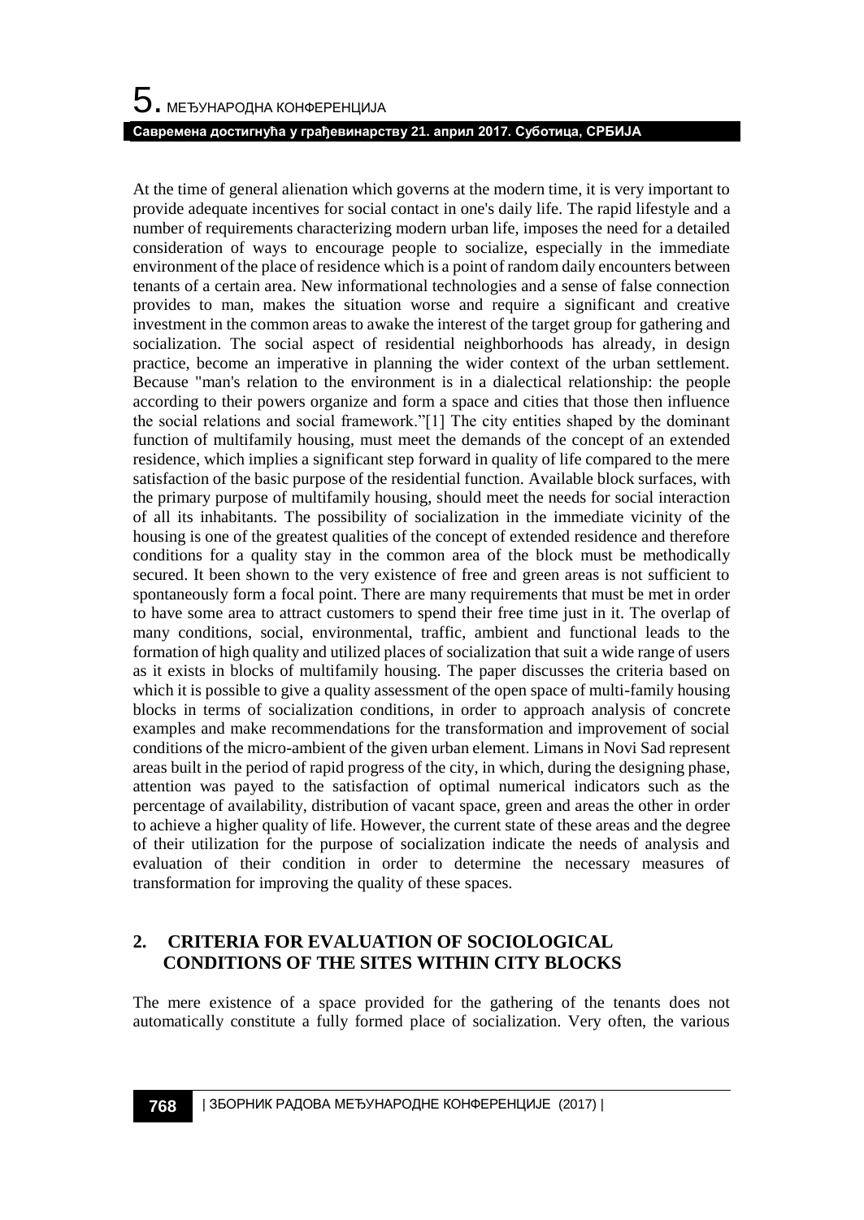At the time of general alienation which governs at the modern time, it is very important to provide adequate incentives for social contact in one's daily life. The rapid lifestyle and a number of requirements characterizing modern urban life, imposes the need for a detailed consideration of ways to encourage people to socialize, especially in the immediate environment of the place of residence which is a point of random daily encounters between tenants of a certain area. New informational technologies and a sense of false connection provides to man, makes the situation worse and require a significant and creative investment in the common areas to awake the interest of the target group for gathering and socialization. The social aspect of residential neighborhoods has already, in design practice, become an imperative in planning the wider context of the urban settlement. Because "man's relation to the environment is in a dialectical relationship: the people according to their powers organize and form a space and cities that those then influence the social relations and social framework."[1] The city entities shaped by the dominant function of multifamily housing, must meet the demands of the concept of an extended residence, which implies a significant step forward in quality of life compared to the mere satisfaction of the basic purpose of the residential function. Available block surfaces, with the primary purpose of multifamily housing, should meet the needs for social interaction of all its inhabitants. The possibility of socialization in the immediate vicinity of the housing is one of the greatest qualities of the concept of extended residence and therefore conditions for a quality stay in the common area of the block must be methodically secured. It been shown to the very existence of free and green areas is not sufficient to spontaneously form a focal point. There are many requirements that must be met in order to have some area to attract customers to spend their free time just in it. The overlap of many conditions, social, environmental, traffic, ambient and functional leads to the formation of high quality and utilized places of socialization that suit a wide range of users as it exists in blocks of multifamily housing. The paper discusses the criteria based on which it is possible to give a quality assessment of the open space of multi-family housing blocks in terms of socialization conditions, in order to approach analysis of concrete examples and make recommendations for the transformation and improvement of social conditions of the micro-ambient of the given urban element. Limans in Novi Sad represent areas built in the period of rapid progress of the city, in which, during the designing phase, attention was payed to the satisfaction of optimal numerical indicators such as the percentage of availability, distribution of vacant space, green and areas the other in order to achieve a higher quality of life. However, the current state of these areas and the degree of their utilization for the purpose of socialization indicate the needs of analysis and evaluation of their condition in order to determine the necessary measures of transformation for improving the quality of these spaces.

## 2. CRITERIA FOR EVALUATION OF SOCIOLOGICAL CONDITIONS OF THE SITES WITHIN CITY BLOCKS

The mere existence of a space provided for the gathering of the tenants does not automatically constitute a fully formed place of socialization. Very often, the various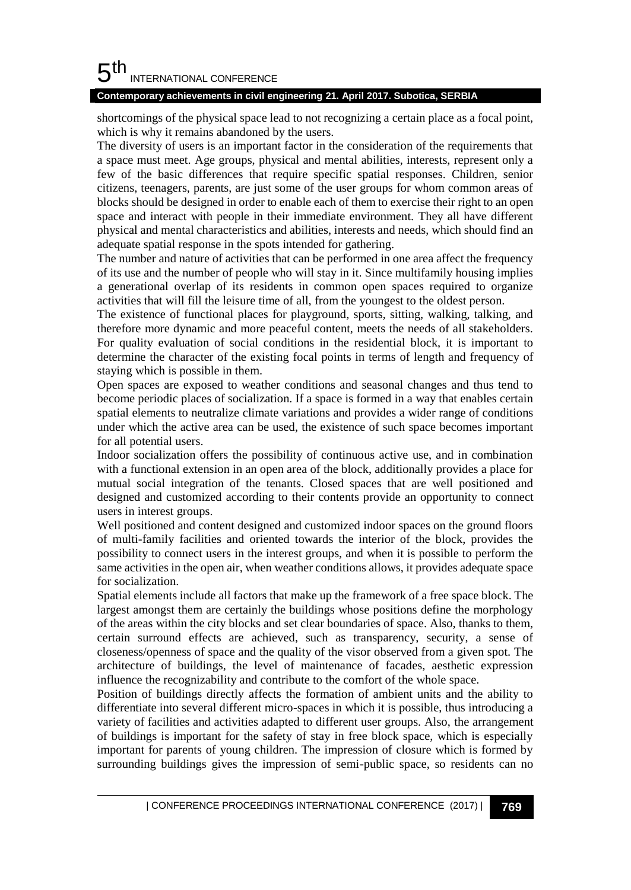shortcomings of the physical space lead to not recognizing a certain place as a focal point, which is why it remains abandoned by the users.

The diversity of users is an important factor in the consideration of the requirements that a space must meet. Age groups, physical and mental abilities, interests, represent only a few of the basic differences that require specific spatial responses. Children, senior citizens, teenagers, parents, are just some of the user groups for whom common areas of blocks should be designed in order to enable each of them to exercise their right to an open space and interact with people in their immediate environment. They all have different physical and mental characteristics and abilities, interests and needs, which should find an adequate spatial response in the spots intended for gathering.

The number and nature of activities that can be performed in one area affect the frequency of its use and the number of people who will stay in it. Since multifamily housing implies a generational overlap of its residents in common open spaces required to organize activities that will fill the leisure time of all, from the youngest to the oldest person.

The existence of functional places for playground, sports, sitting, walking, talking, and therefore more dynamic and more peaceful content, meets the needs of all stakeholders. For quality evaluation of social conditions in the residential block, it is important to determine the character of the existing focal points in terms of length and frequency of staying which is possible in them.

Open spaces are exposed to weather conditions and seasonal changes and thus tend to become periodic places of socialization. If a space is formed in a way that enables certain spatial elements to neutralize climate variations and provides a wider range of conditions under which the active area can be used, the existence of such space becomes important for all potential users.

Indoor socialization offers the possibility of continuous active use, and in combination with a functional extension in an open area of the block, additionally provides a place for mutual social integration of the tenants. Closed spaces that are well positioned and designed and customized according to their contents provide an opportunity to connect users in interest groups.

Well positioned and content designed and customized indoor spaces on the ground floors of multi-family facilities and oriented towards the interior of the block, provides the possibility to connect users in the interest groups, and when it is possible to perform the same activities in the open air, when weather conditions allows, it provides adequate space for socialization.

Spatial elements include all factors that make up the framework of a free space block. The largest amongst them are certainly the buildings whose positions define the morphology of the areas within the city blocks and set clear boundaries of space. Also, thanks to them, certain surround effects are achieved, such as transparency, security, a sense of closeness/openness of space and the quality of the visor observed from a given spot. The architecture of buildings, the level of maintenance of facades, aesthetic expression influence the recognizability and contribute to the comfort of the whole space.

Position of buildings directly affects the formation of ambient units and the ability to differentiate into several different micro-spaces in which it is possible, thus introducing a variety of facilities and activities adapted to different user groups. Also, the arrangement of buildings is important for the safety of stay in free block space, which is especially important for parents of young children. The impression of closure which is formed by surrounding buildings gives the impression of semi-public space, so residents can no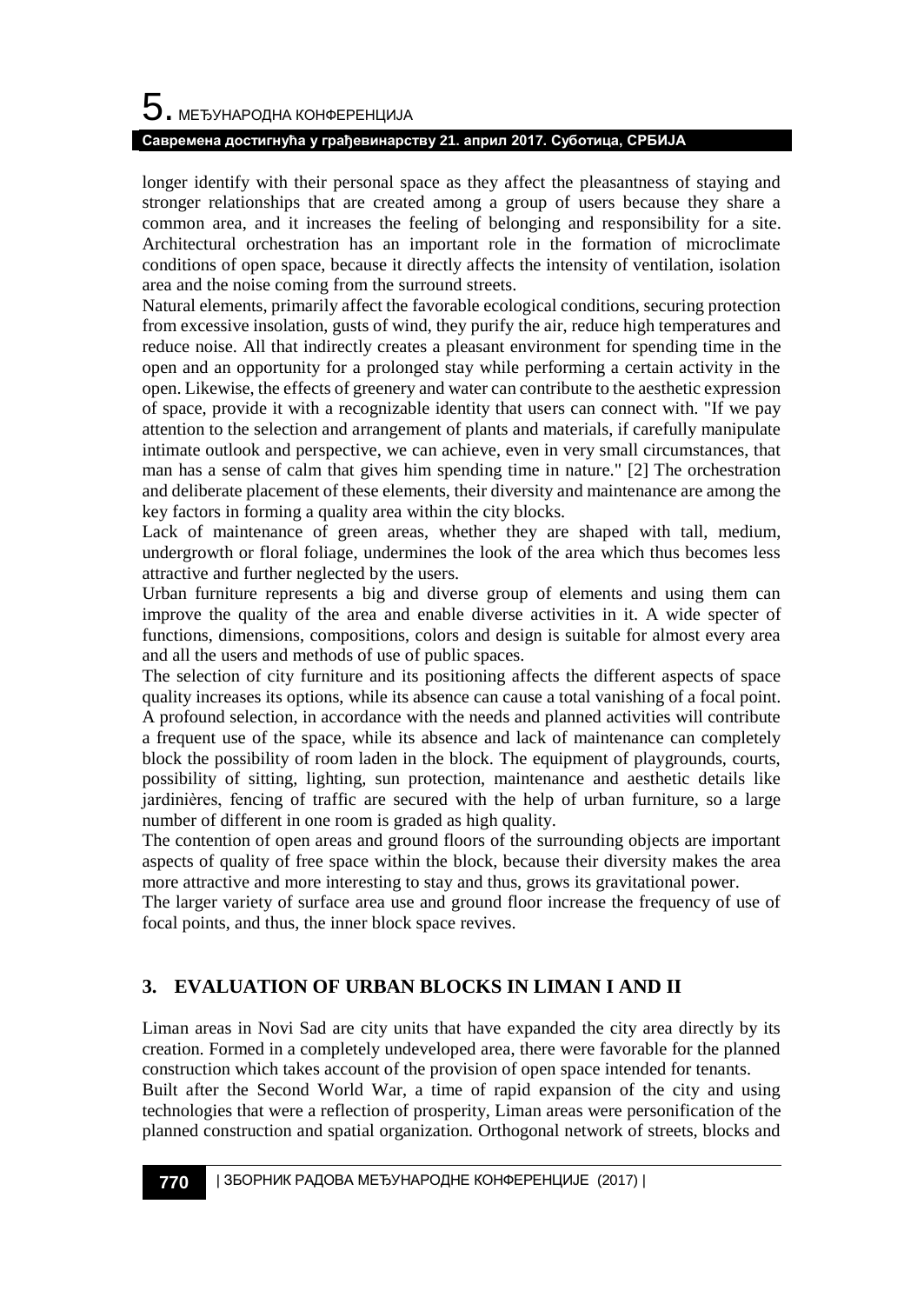longer identify with their personal space as they affect the pleasantness of staying and stronger relationships that are created among a group of users because they share a common area, and it increases the feeling of belonging and responsibility for a site. Architectural orchestration has an important role in the formation of microclimate conditions of open space, because it directly affects the intensity of ventilation, isolation area and the noise coming from the surround streets.

Natural elements, primarily affect the favorable ecological conditions, securing protection from excessive insolation, gusts of wind, they purify the air, reduce high temperatures and reduce noise. All that indirectly creates a pleasant environment for spending time in the open and an opportunity for a prolonged stay while performing a certain activity in the open. Likewise, the effects of greenery and water can contribute to the aesthetic expression of space, provide it with a recognizable identity that users can connect with. "If we pay attention to the selection and arrangement of plants and materials, if carefully manipulate intimate outlook and perspective, we can achieve, even in very small circumstances, that man has a sense of calm that gives him spending time in nature." [2] The orchestration and deliberate placement of these elements, their diversity and maintenance are among the key factors in forming a quality area within the city blocks.

Lack of maintenance of green areas, whether they are shaped with tall, medium, undergrowth or floral foliage, undermines the look of the area which thus becomes less attractive and further neglected by the users.

Urban furniture represents a big and diverse group of elements and using them can improve the quality of the area and enable diverse activities in it. A wide specter of functions, dimensions, compositions, colors and design is suitable for almost every area and all the users and methods of use of public spaces.

The selection of city furniture and its positioning affects the different aspects of space quality increases its options, while its absence can cause a total vanishing of a focal point. A profound selection, in accordance with the needs and planned activities will contribute a frequent use of the space, while its absence and lack of maintenance can completely block the possibility of room laden in the block. The equipment of playgrounds, courts, possibility of sitting, lighting, sun protection, maintenance and aesthetic details like jardinières, fencing of traffic are secured with the help of urban furniture, so a large number of different in one room is graded as high quality.

The contention of open areas and ground floors of the surrounding objects are important aspects of quality of free space within the block, because their diversity makes the area more attractive and more interesting to stay and thus, grows its gravitational power.

The larger variety of surface area use and ground floor increase the frequency of use of focal points, and thus, the inner block space revives.

## 3. EVALUATION OF URBAN BLOCKS IN LIMAN I AND II

Liman areas in Novi Sad are city units that have expanded the city area directly by its creation. Formed in a completely undeveloped area, there were favorable for the planned construction which takes account of the provision of open space intended for tenants.

Built after the Second World War, a time of rapid expansion of the city and using technologies that were a reflection of prosperity, Liman areas were personification of the planned construction and spatial organization. Orthogonal network of streets, blocks and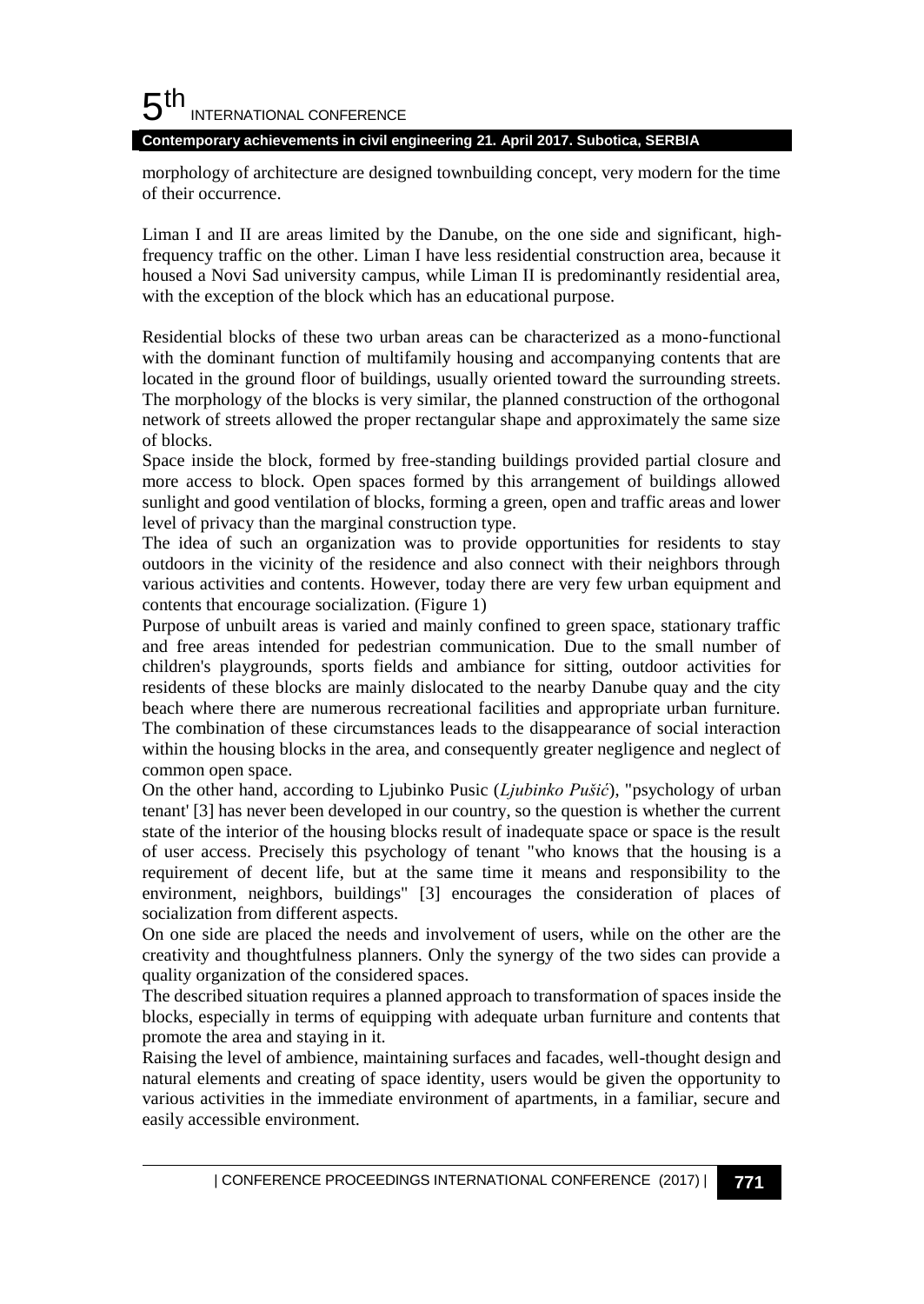morphology of architecture are designed townbuilding concept, very modern for the time of their occurrence.

Liman I and II are areas limited by the Danube, on the one side and significant, high-frequency traffic on the other. Liman I have less residential construction area, because it housed a Novi Sad university campus, while Liman II is predominantly residential area, with the exception of the block which has an educational purpose.

Residential blocks of these two urban areas can be characterized as a mono-functional with the dominant function of multifamily housing and accompanying contents that are located in the ground floor of buildings, usually oriented toward the surrounding streets. The morphology of the blocks is very similar, the planned construction of the orthogonal network of streets allowed the proper rectangular shape and approximately the same size of blocks.

Space inside the block, formed by free-standing buildings provided partial closure and more access to block. Open spaces formed by this arrangement of buildings allowed sunlight and good ventilation of blocks, forming a green, open and traffic areas and lower level of privacy than the marginal construction type.

The idea of such an organization was to provide opportunities for residents to stay outdoors in the vicinity of the residence and also connect with their neighbors through various activities and contents. However, today there are very few urban equipment and contents that encourage socialization. (Figure 1)

Purpose of unbuilt areas is varied and mainly confined to green space, stationary traffic and free areas intended for pedestrian communication. Due to the small number of children's playgrounds, sports fields and ambiance for sitting, outdoor activities for residents of these blocks are mainly dislocated to the nearby Danube quay and the city beach where there are numerous recreational facilities and appropriate urban furniture. The combination of these circumstances leads to the disappearance of social interaction within the housing blocks in the area, and consequently greater negligence and neglect of common open space.

On the other hand, according to Ljubinko Pusic (*Ljubinko Pušić*), "psychology of urban tenant' [3] has never been developed in our country, so the question is whether the current state of the interior of the housing blocks result of inadequate space or space is the result of user access. Precisely this psychology of tenant "who knows that the housing is a requirement of decent life, but at the same time it means and responsibility to the environment, neighbors, buildings" [3] encourages the consideration of places of socialization from different aspects.

On one side are placed the needs and involvement of users, while on the other are the creativity and thoughtfulness planners. Only the synergy of the two sides can provide a quality organization of the considered spaces.

The described situation requires a planned approach to transformation of spaces inside the blocks, especially in terms of equipping with adequate urban furniture and contents that promote the area and staying in it.

Raising the level of ambience, maintaining surfaces and facades, well-thought design and natural elements and creating of space identity, users would be given the opportunity to various activities in the immediate environment of apartments, in a familiar, secure and easily accessible environment.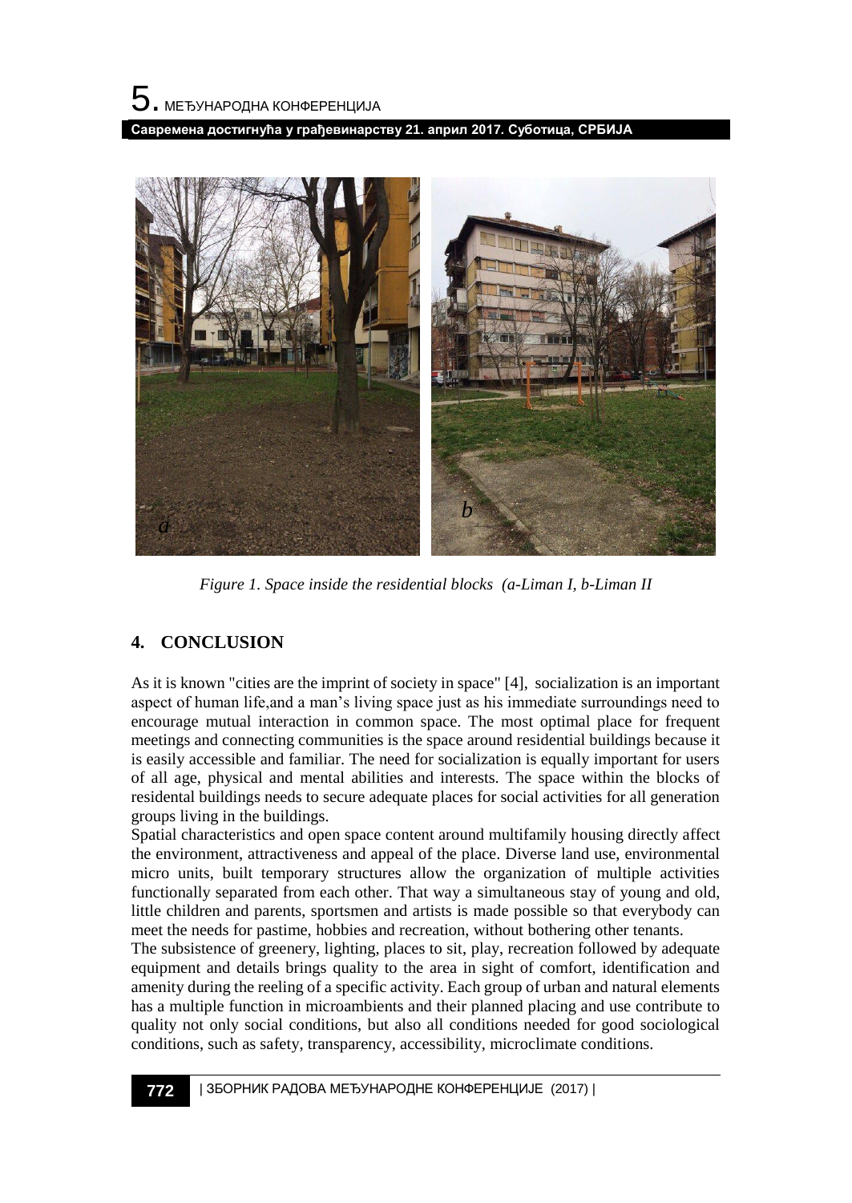*Figure 1. Space inside the residential blocks (a-Liman I, b-Liman II*

## 4. CONCLUSION

As it is known "cities are the imprint of society in space" [4], socialization is an important aspect of human life,and a man's living space just as his immediate surroundings need to encourage mutual interaction in common space. The most optimal place for frequent meetings and connecting communities is the space around residential buildings because it is easily accessible and familiar. The need for socialization is equally important for users of all age, physical and mental abilities and interests. The space within the blocks of residental buildings needs to secure adequate places for social activities for all generation groups living in the buildings.

Spatial characteristics and open space content around multifamily housing directly affect the environment, attractiveness and appeal of the place. Diverse land use, environmental micro units, built temporary structures allow the organization of multiple activities functionally separated from each other. That way a simultaneous stay of young and old, little children and parents, sportsmen and artists is made possible so that everybody can meet the needs for pastime, hobbies and recreation, without bothering other tenants.

The subsistence of greenery, lighting, places to sit, play, recreation followed by adequate equipment and details brings quality to the area in sight of comfort, identification and amenity during the reeling of a specific activity. Each group of urban and natural elements has a multiple function in microambients and their planned placing and use contribute to quality not only social conditions, but also all conditions needed for good sociological conditions, such as safety, transparency, accessibility, microclimate conditions.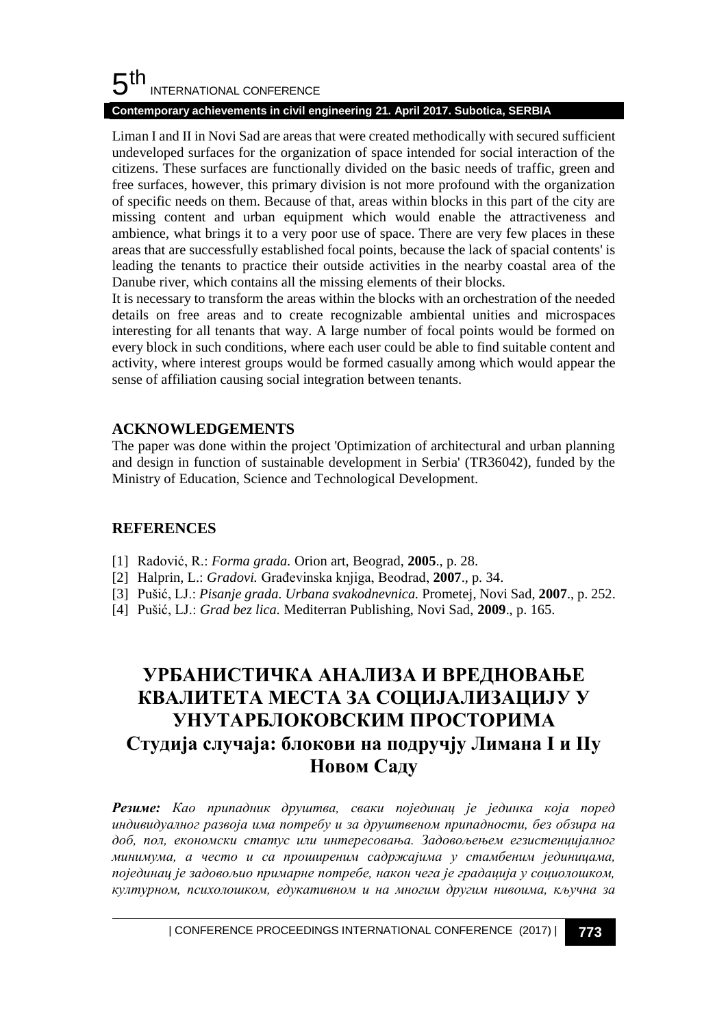Liman I and II in Novi Sad are areas that were created methodically with secured sufficient undeveloped surfaces for the organization of space intended for social interaction of the citizens. These surfaces are functionally divided on the basic needs of traffic, green and free surfaces, however, this primary division is not more profound with the organization of specific needs on them. Because of that, areas within blocks in this part of the city are missing content and urban equipment which would enable the attractiveness and ambience, what brings it to a very poor use of space. There are very few places in these areas that are successfully established focal points, because the lack of spacial contents' is leading the tenants to practice their outside activities in the nearby coastal area of the Danube river, which contains all the missing elements of their blocks.

It is necessary to transform the areas within the blocks with an orchestration of the needed details on free areas and to create recognizable ambiental unities and microspaces interesting for all tenants that way. A large number of focal points would be formed on every block in such conditions, where each user could be able to find suitable content and activity, where interest groups would be formed casually among which would appear the sense of affiliation causing social integration between tenants.

## ACKNOWLEDGEMENTS

The paper was done within the project 'Optimization of architectural and urban planning and design in function of sustainable development in Serbia' (TR36042), funded by the Ministry of Education, Science and Technological Development.

## REFERENCES

[1] Radović, R.: *Forma grada.* Orion art, Beograd, **2005**., p. 28.

[2] Halprin, L.: *Gradovi.* Građevinska knjiga, Beodrad, **2007**., p. 34.

[3] Pušić, LJ.: *Pisanje grada. Urbana svakodnevnica.* Prometej, Novi Sad, **2007**., p. 252.

[4] Pušić, LJ.: *Grad bez lica.* Mediterran Publishing, Novi Sad, **2009**., p. 165.

# УРБАНИСТИЧКА АНАЛИЗА И ВРЕДНОВАЊЕ КВАЛИТЕТА МЕСТА ЗА СОЦИЈАЛИЗАЦИЈУ У УНУТАРБЛОКОВСКИМ ПРОСТОРИМА

## Студија случаја: блокови на подручју Лимана I и IIу Новом Саду

***Резиме:*** *Као припадник друштва, сваки појединац је јединка која поред индивидуалног развоја има потребу и за друштвеном припадности, без обзира на доб, пол, економски статус или интересовања. Задовољењем егзистенцијалног минимума, а често и са проширеним садржајима у стамбеним јединицама, појединац је задовољио примарне потребе, након чега је градација у социолошком, културном, психолошком, едукативном и на многим другим нивоима, кључна за*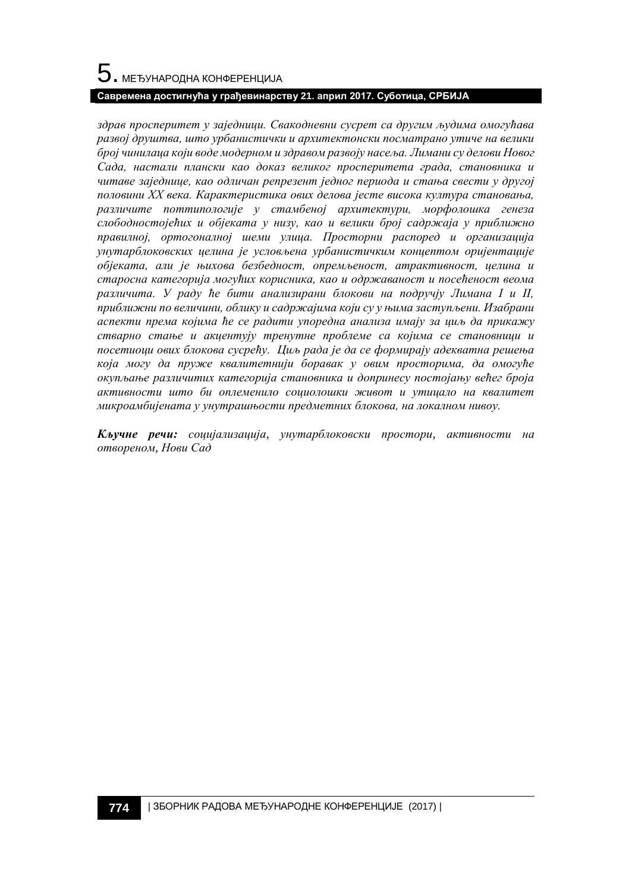*здрав просперитет у заједници. Свакодневни сусрет са другим људима омогућава развој друштва, што урбанистички и архитектонски посматрано утиче на велики број чинилаца који воде модерном и здравом развоју насеља. Лимани су делови Новог Сада, настали плански као доказ великог просперитета града, становника и читаве заједнице, као одличан репрезент једног периода и стања свести у другој половини XX века. Карактеристика ових делова јесте висока култура становања, различите поттипологије у стамбеној архитектури, морфолошка генеза слободностојећих и објеката у низу, као и велики број садржаја у приближно правилној, ортогоналној шеми улица. Просторни распоред и организација унутарблоковских целина је условљена урбанистичким концептом оријентације објеката, али је њихова безбедност, опремљеност, атрактивност, целина и старосна категорија могућих корисника, као и одржаваност и посећеност веома различита. У раду ће бити анализирани блокови на подручју Лимана I и II, приближни по величини, облику и садржајима који су у њима заступљени. Изабрани аспекти према којима ће се радити упоредна анализа имају за циљ да прикажу стварно стање и акцентују тренутне проблеме са којима се становници и посетиоци ових блокова сусрећу. Циљ рада је да се формирају адекватна решења која могу да пруже квалитетнији боравак у овим просторима, да омогуће окупљање различитих категорија становника и допринесу постојању већег броја активности што би оплеменило социолошки живот и утицало на квалитет микроамбијената у унутрашњости предметних блокова, на локалном нивоу.*

***Кључне речи:*** *социјализација, унутарблоковски простори, активности на отвореном, Нови Сад*